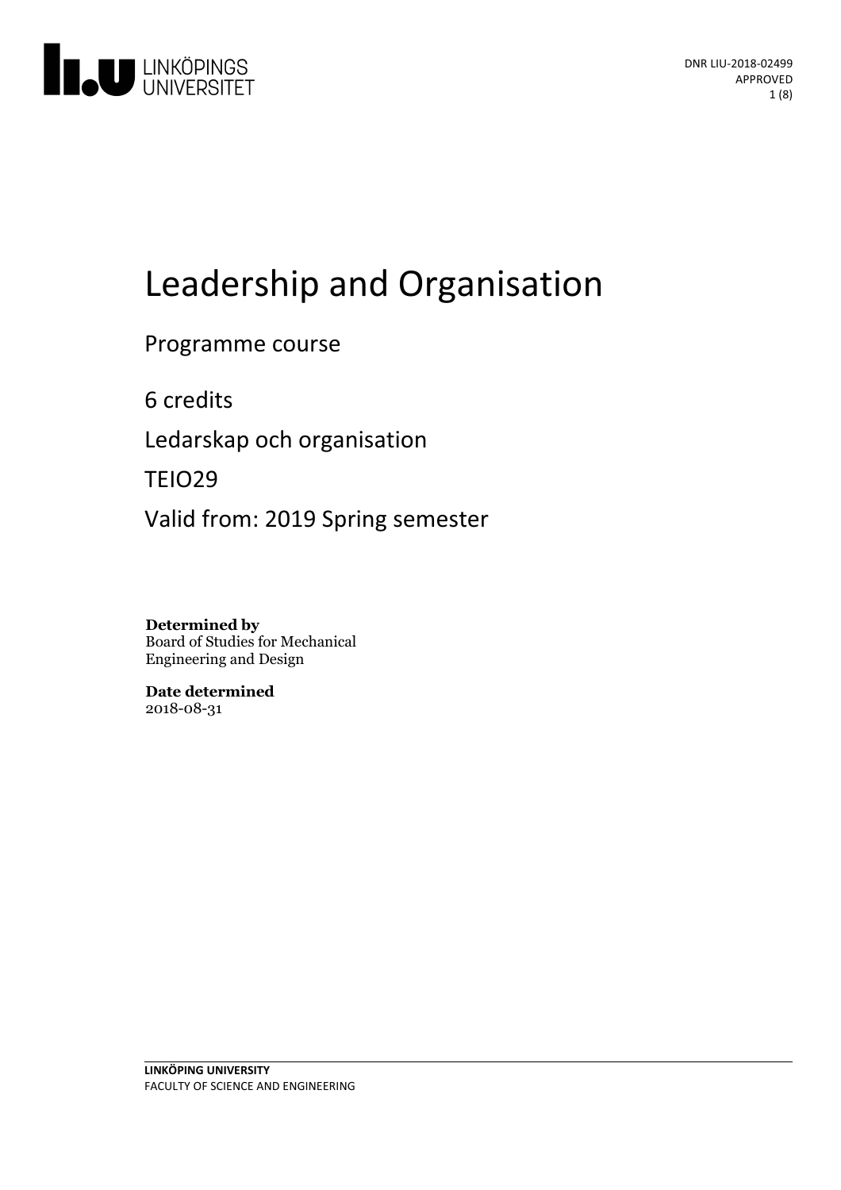DNR LIU-2018-02499
APPROVED

# Leadership and Organisation

Programme course

6 credits

Ledarskap och organisation

TEIO29

Valid from: 2019 Spring semester

**Determined by**
Board of Studies for Mechanical Engineering and Design

**Date determined**
2018-08-31

**LINKÖPING UNIVERSITY**
FACULTY OF SCIENCE AND ENGINEERING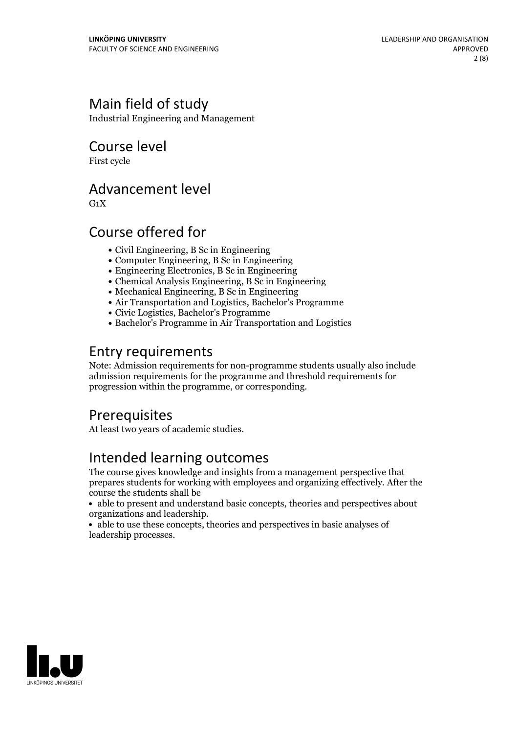## Main field of study

Industrial Engineering and Management

## Course level

First cycle

## Advancement level

G1X

## Course offered for

- Civil Engineering, B Sc in Engineering
- Computer Engineering, B Sc in Engineering
- Engineering Electronics, B Sc in Engineering
- Chemical Analysis Engineering, B Sc in Engineering
- Mechanical Engineering, B Sc in Engineering
- Air Transportation and Logistics, Bachelor's Programme
- Civic Logistics, Bachelor's Programme
- Bachelor's Programme in Air Transportation and Logistics

## Entry requirements

Note: Admission requirements for non-programme students usually also include admission requirements for the programme and threshold requirements for progression within the programme, or corresponding.

## Prerequisites

At least two years of academic studies.

## Intended learning outcomes

The course gives knowledge and insights from a management perspective that prepares students for working with employees and organizing effectively. After the course the students shall be

- able to present and understand basic concepts, theories and perspectives about organizations and leadership.
- able to use these concepts, theories and perspectives in basic analyses of leadership processes.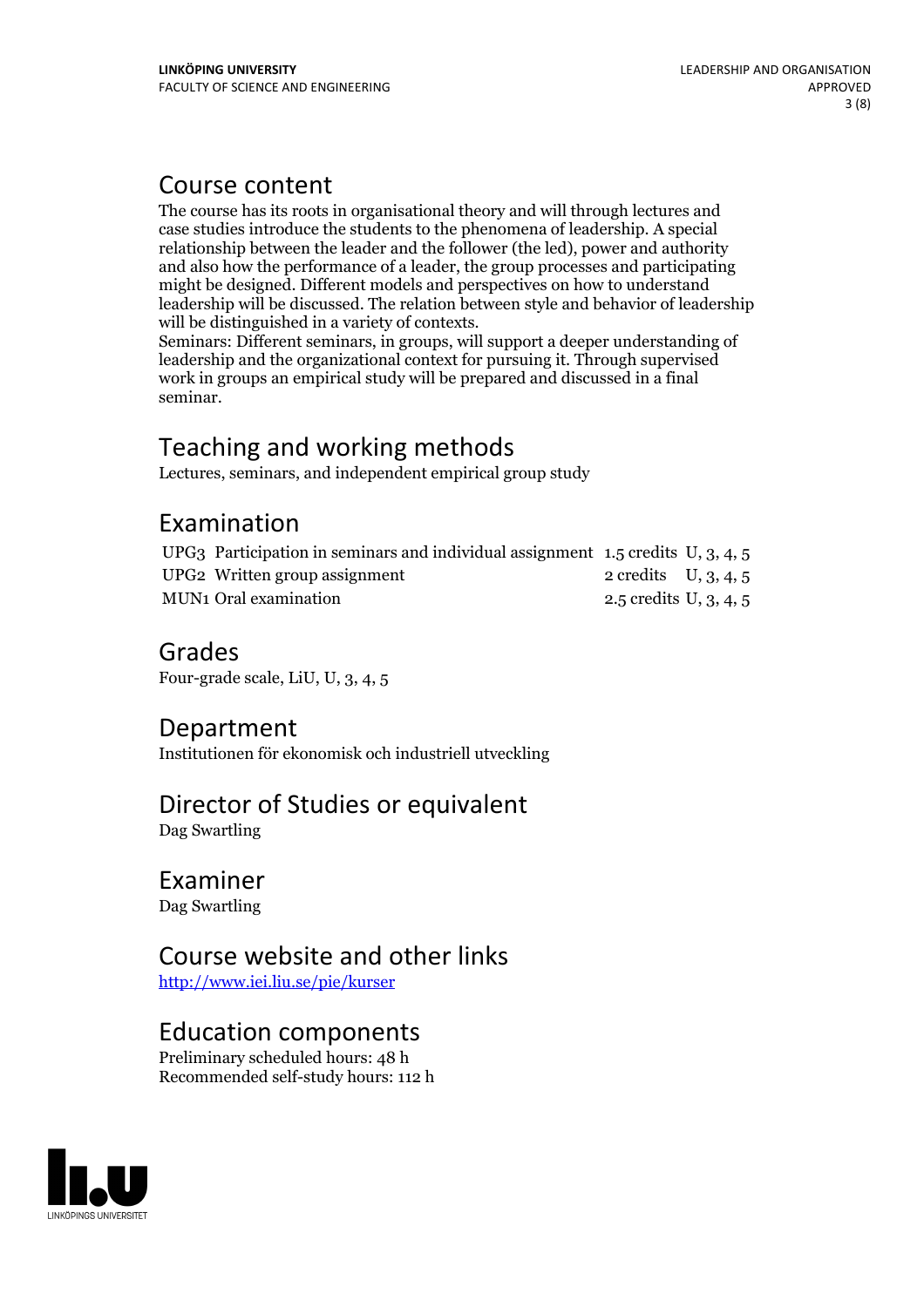## Course content

The course has its roots in organisational theory and will through lectures and case studies introduce the students to the phenomena of leadership. A special relationship between the leader and the follower (the led), power and authority and also how the performance of a leader, the group processes and participating might be designed. Different models and perspectives on how to understand leadership will be discussed. The relation between style and behavior of leadership will be distinguished in a variety of contexts.
Seminars: Different seminars, in groups, will support a deeper understanding of leadership and the organizational context for pursuing it. Through supervised work in groups an empirical study will be prepared and discussed in a final seminar.

## Teaching and working methods

Lectures, seminars, and independent empirical group study

## Examination

| | | | |
|---|---|---|---|
| UPG3 | Participation in seminars and individual assignment | 1.5 credits | U, 3, 4, 5 |
| UPG2 | Written group assignment | 2 credits | U, 3, 4, 5 |
| MUN1 | Oral examination | 2.5 credits | U, 3, 4, 5 |

## Grades

Four-grade scale, LiU, U, 3, 4, 5

## Department

Institutionen för ekonomisk och industriell utveckling

## Director of Studies or equivalent

Dag Swartling

## Examiner

Dag Swartling

## Course website and other links

http://www.iei.liu.se/pie/kurser

## Education components

Preliminary scheduled hours: 48 h
Recommended self-study hours: 112 h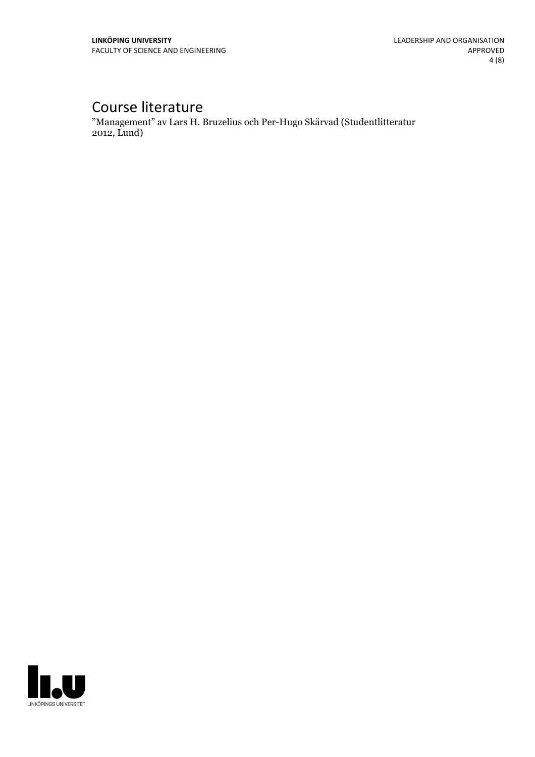# Course literature

”Management” av Lars H. Bruzelius och Per-Hugo Skärvad (Studentlitteratur 2012, Lund)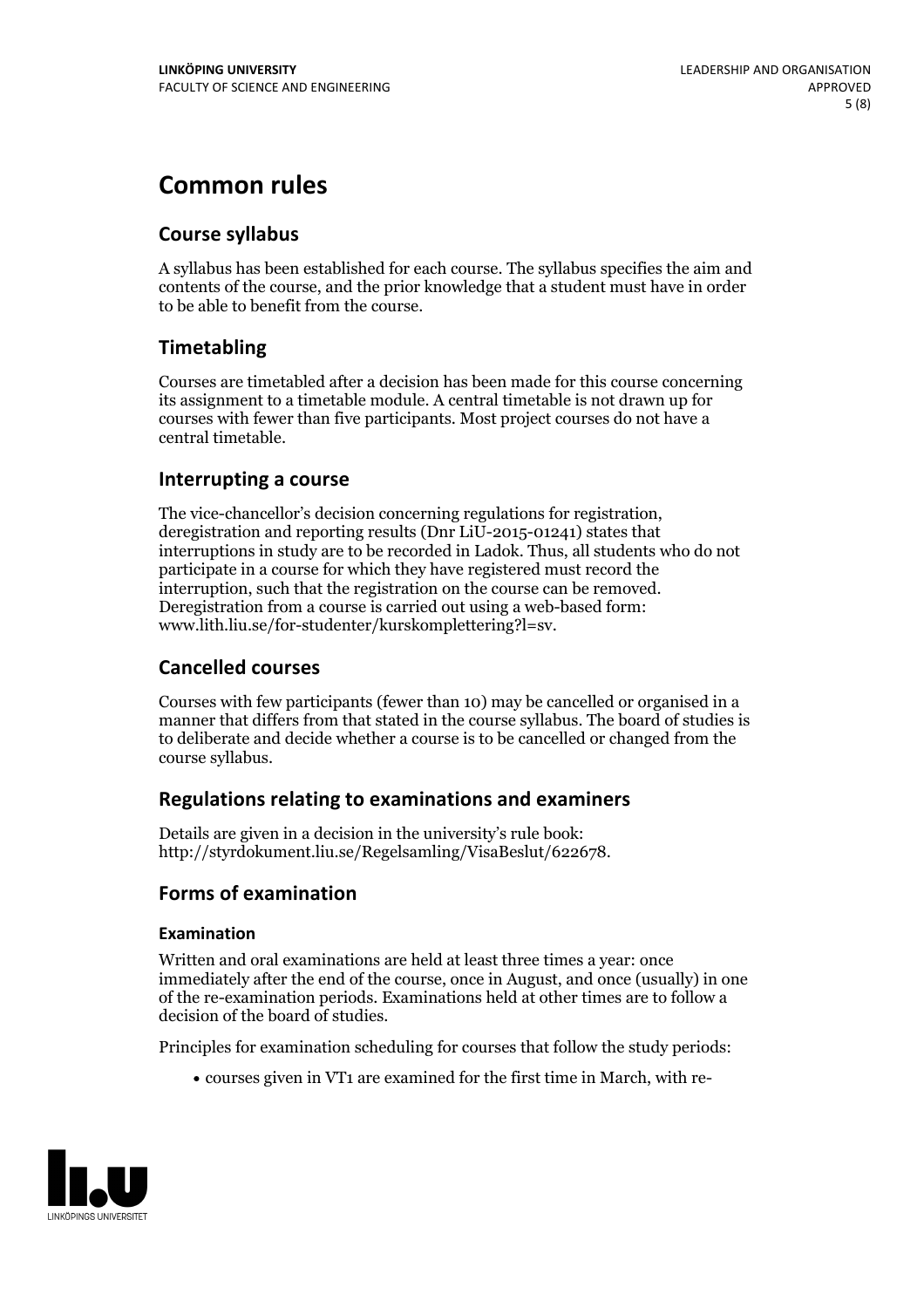# Common rules

## Course syllabus

A syllabus has been established for each course. The syllabus specifies the aim and contents of the course, and the prior knowledge that a student must have in order to be able to benefit from the course.

## Timetabling

Courses are timetabled after a decision has been made for this course concerning its assignment to a timetable module. A central timetable is not drawn up for courses with fewer than five participants. Most project courses do not have a central timetable.

## Interrupting a course

The vice-chancellor's decision concerning regulations for registration, deregistration and reporting results (Dnr LiU-2015-01241) states that interruptions in study are to be recorded in Ladok. Thus, all students who do not participate in a course for which they have registered must record the interruption, such that the registration on the course can be removed. Deregistration from a course is carried out using a web-based form: www.lith.liu.se/for-studenter/kurskomplettering?l=sv.

## Cancelled courses

Courses with few participants (fewer than 10) may be cancelled or organised in a manner that differs from that stated in the course syllabus. The board of studies is to deliberate and decide whether a course is to be cancelled or changed from the course syllabus.

## Regulations relating to examinations and examiners

Details are given in a decision in the university's rule book: http://styrdokument.liu.se/Regelsamling/VisaBeslut/622678.

## Forms of examination

### Examination

Written and oral examinations are held at least three times a year: once immediately after the end of the course, once in August, and once (usually) in one of the re-examination periods. Examinations held at other times are to follow a decision of the board of studies.

Principles for examination scheduling for courses that follow the study periods:

- courses given in VT1 are examined for the first time in March, with re-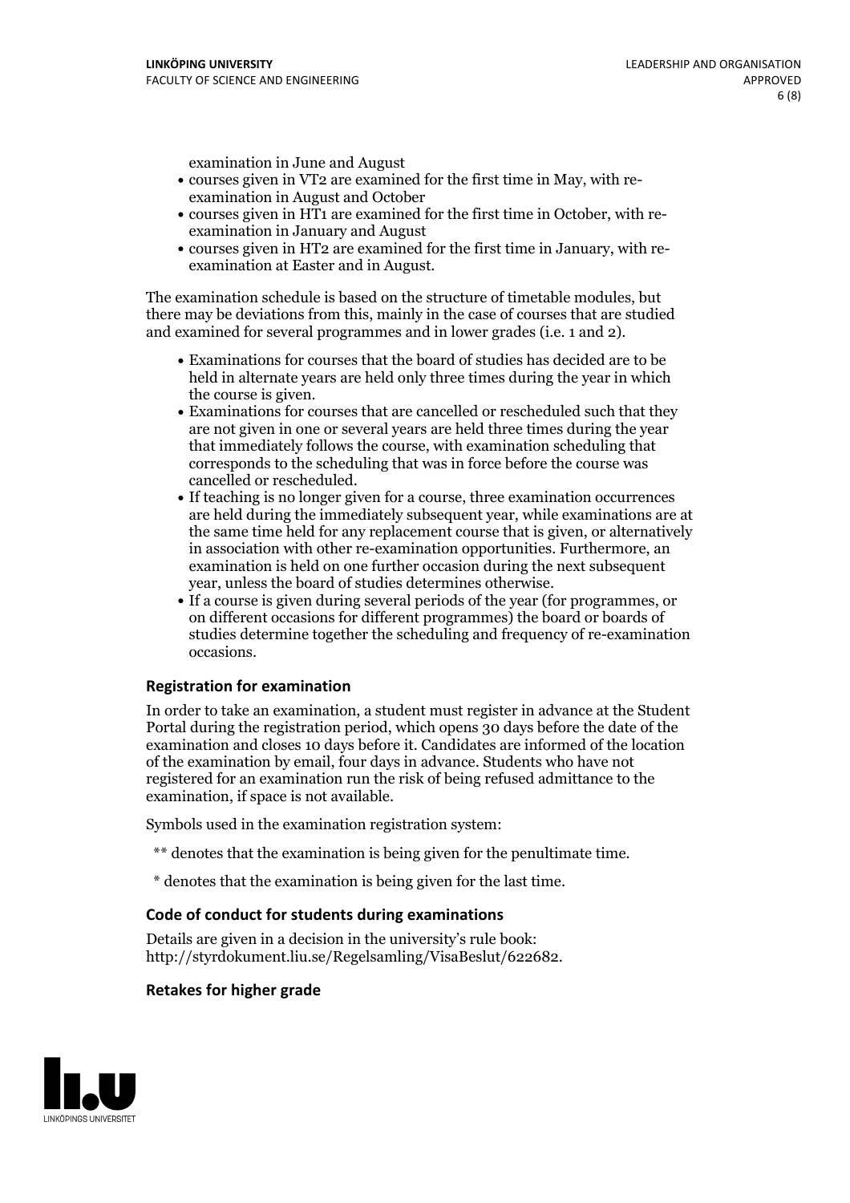examination in June and August

- courses given in VT2 are examined for the first time in May, with re-examination in August and October
- courses given in HT1 are examined for the first time in October, with re-examination in January and August
- courses given in HT2 are examined for the first time in January, with re-examination at Easter and in August.

The examination schedule is based on the structure of timetable modules, but there may be deviations from this, mainly in the case of courses that are studied and examined for several programmes and in lower grades (i.e. 1 and 2).

- Examinations for courses that the board of studies has decided are to be held in alternate years are held only three times during the year in which the course is given.
- Examinations for courses that are cancelled or rescheduled such that they are not given in one or several years are held three times during the year that immediately follows the course, with examination scheduling that corresponds to the scheduling that was in force before the course was cancelled or rescheduled.
- If teaching is no longer given for a course, three examination occurrences are held during the immediately subsequent year, while examinations are at the same time held for any replacement course that is given, or alternatively in association with other re-examination opportunities. Furthermore, an examination is held on one further occasion during the next subsequent year, unless the board of studies determines otherwise.
- If a course is given during several periods of the year (for programmes, or on different occasions for different programmes) the board or boards of studies determine together the scheduling and frequency of re-examination occasions.

### Registration for examination

In order to take an examination, a student must register in advance at the Student Portal during the registration period, which opens 30 days before the date of the examination and closes 10 days before it. Candidates are informed of the location of the examination by email, four days in advance. Students who have not registered for an examination run the risk of being refused admittance to the examination, if space is not available.

Symbols used in the examination registration system:

** denotes that the examination is being given for the penultimate time.

* denotes that the examination is being given for the last time.

### Code of conduct for students during examinations

Details are given in a decision in the university's rule book: http://styrdokument.liu.se/Regelsamling/VisaBeslut/622682.

### Retakes for higher grade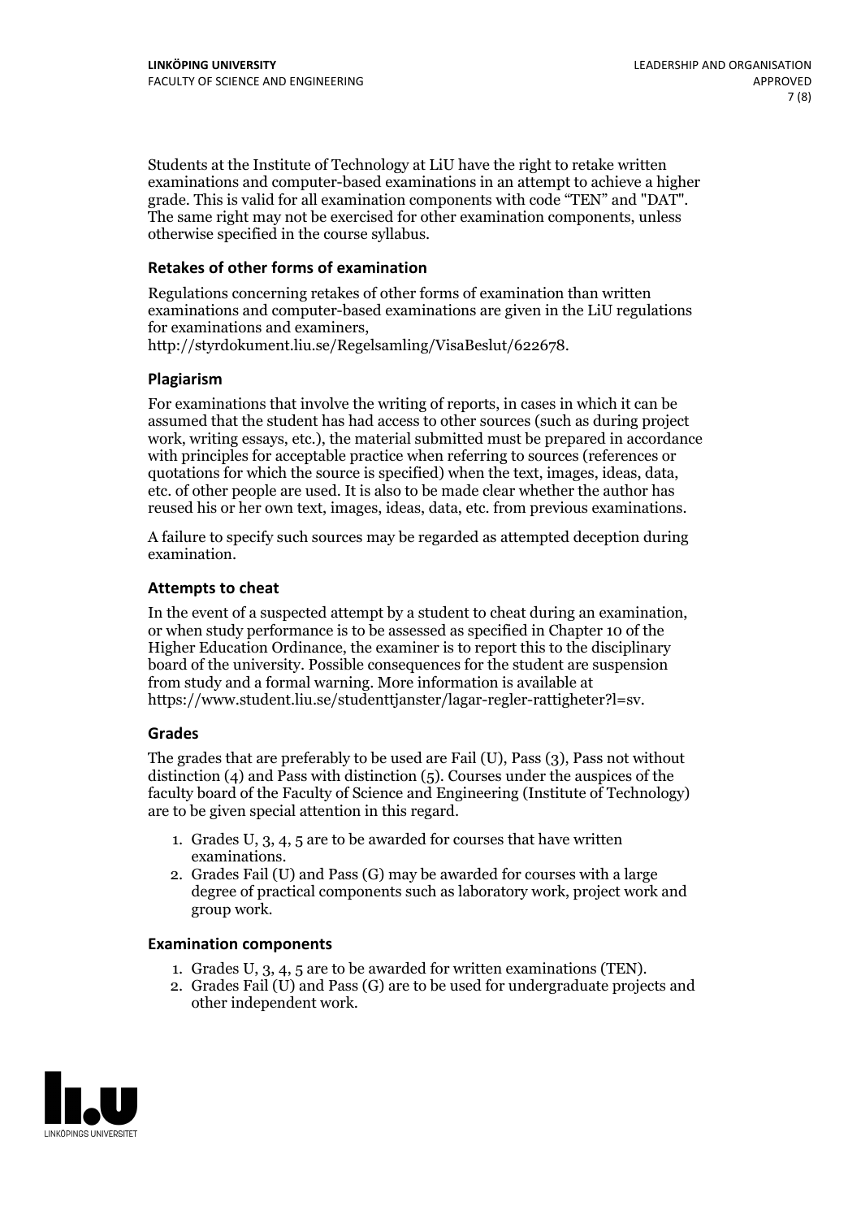Students at the Institute of Technology at LiU have the right to retake written examinations and computer-based examinations in an attempt to achieve a higher grade. This is valid for all examination components with code "TEN" and "DAT". The same right may not be exercised for other examination components, unless otherwise specified in the course syllabus.

### Retakes of other forms of examination

Regulations concerning retakes of other forms of examination than written examinations and computer-based examinations are given in the LiU regulations for examinations and examiners, http://styrdokument.liu.se/Regelsamling/VisaBeslut/622678.

### Plagiarism

For examinations that involve the writing of reports, in cases in which it can be assumed that the student has had access to other sources (such as during project work, writing essays, etc.), the material submitted must be prepared in accordance with principles for acceptable practice when referring to sources (references or quotations for which the source is specified) when the text, images, ideas, data, etc. of other people are used. It is also to be made clear whether the author has reused his or her own text, images, ideas, data, etc. from previous examinations.

A failure to specify such sources may be regarded as attempted deception during examination.

### Attempts to cheat

In the event of a suspected attempt by a student to cheat during an examination, or when study performance is to be assessed as specified in Chapter 10 of the Higher Education Ordinance, the examiner is to report this to the disciplinary board of the university. Possible consequences for the student are suspension from study and a formal warning. More information is available at https://www.student.liu.se/studenttjanster/lagar-regler-rattigheter?l=sv.

### Grades

The grades that are preferably to be used are Fail (U), Pass (3), Pass not without distinction (4) and Pass with distinction (5). Courses under the auspices of the faculty board of the Faculty of Science and Engineering (Institute of Technology) are to be given special attention in this regard.

1. Grades U, 3, 4, 5 are to be awarded for courses that have written examinations.
2. Grades Fail (U) and Pass (G) may be awarded for courses with a large degree of practical components such as laboratory work, project work and group work.

### Examination components

1. Grades U, 3, 4, 5 are to be awarded for written examinations (TEN).
2. Grades Fail (U) and Pass (G) are to be used for undergraduate projects and other independent work.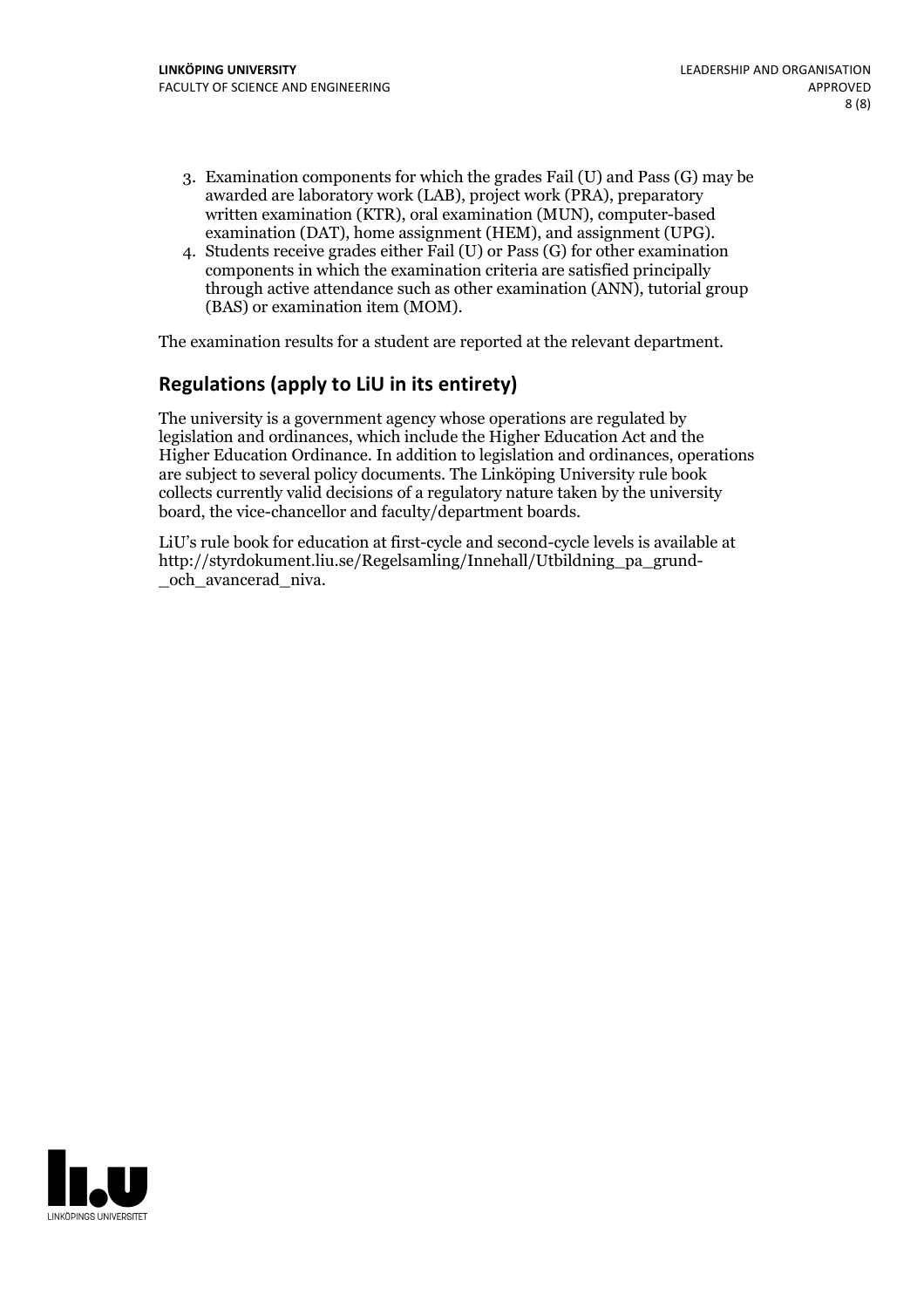3. Examination components for which the grades Fail (U) and Pass (G) may be awarded are laboratory work (LAB), project work (PRA), preparatory written examination (KTR), oral examination (MUN), computer-based examination (DAT), home assignment (HEM), and assignment (UPG).
4. Students receive grades either Fail (U) or Pass (G) for other examination components in which the examination criteria are satisfied principally through active attendance such as other examination (ANN), tutorial group (BAS) or examination item (MOM).

The examination results for a student are reported at the relevant department.

## Regulations (apply to LiU in its entirety)

The university is a government agency whose operations are regulated by legislation and ordinances, which include the Higher Education Act and the Higher Education Ordinance. In addition to legislation and ordinances, operations are subject to several policy documents. The Linköping University rule book collects currently valid decisions of a regulatory nature taken by the university board, the vice-chancellor and faculty/department boards.

LiU's rule book for education at first-cycle and second-cycle levels is available at http://styrdokument.liu.se/Regelsamling/Innehall/Utbildning_pa_grund-_och_avancerad_niva.